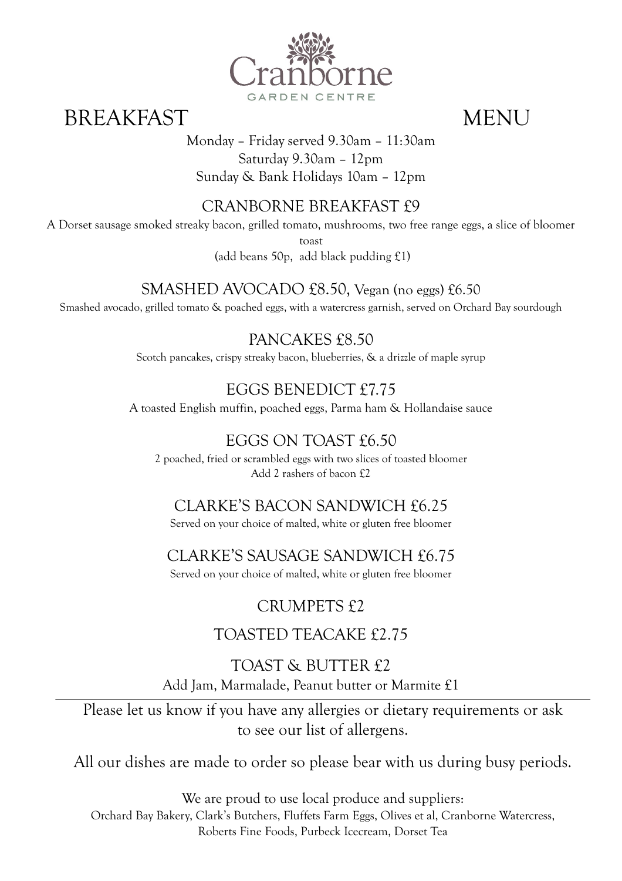# Cranborne

GARDEN CENTRE

## BREAKFAST MENU

Monday – Friday served 9.30am – 11:30am
Saturday 9.30am – 12pm
Sunday & Bank Holidays 10am – 12pm

### CRANBORNE BREAKFAST £9

A Dorset sausage smoked streaky bacon, grilled tomato, mushrooms, two free range eggs, a slice of bloomer toast
(add beans 50p, add black pudding £1)

### SMASHED AVOCADO £8.50, Vegan (no eggs) £6.50

Smashed avocado, grilled tomato & poached eggs, with a watercress garnish, served on Orchard Bay sourdough

### PANCAKES £8.50

Scotch pancakes, crispy streaky bacon, blueberries, & a drizzle of maple syrup

### EGGS BENEDICT £7.75

A toasted English muffin, poached eggs, Parma ham & Hollandaise sauce

### EGGS ON TOAST £6.50

2 poached, fried or scrambled eggs with two slices of toasted bloomer
Add 2 rashers of bacon £2

### CLARKE'S BACON SANDWICH £6.25

Served on your choice of malted, white or gluten free bloomer

### CLARKE'S SAUSAGE SANDWICH £6.75

Served on your choice of malted, white or gluten free bloomer

### CRUMPETS £2

### TOASTED TEACAKE £2.75

### TOAST & BUTTER £2

Add Jam, Marmalade, Peanut butter or Marmite £1

---

Please let us know if you have any allergies or dietary requirements or ask to see our list of allergens.

All our dishes are made to order so please bear with us during busy periods.

We are proud to use local produce and suppliers:
Orchard Bay Bakery, Clark's Butchers, Fluffets Farm Eggs, Olives et al, Cranborne Watercress, Roberts Fine Foods, Purbeck Icecream, Dorset Tea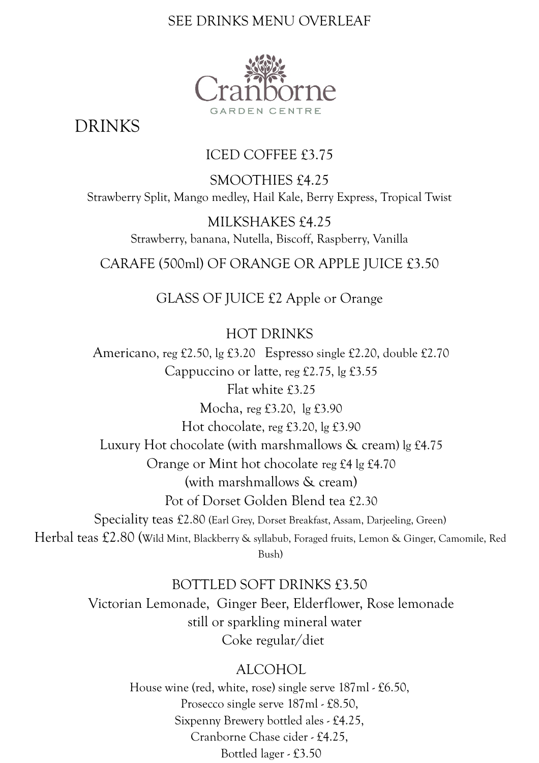SEE DRINKS MENU OVERLEAF

Cranborne
GARDEN CENTRE

# DRINKS

## ICED COFFEE £3.75

## SMOOTHIES £4.25

Strawberry Split, Mango medley, Hail Kale, Berry Express, Tropical Twist

## MILKSHAKES £4.25

Strawberry, banana, Nutella, Biscoff, Raspberry, Vanilla

## CARAFE (500ml) OF ORANGE OR APPLE JUICE £3.50

## GLASS OF JUICE £2 Apple or Orange

## HOT DRINKS

Americano, reg £2.50, lg £3.20 Espresso single £2.20, double £2.70

Cappuccino or latte, reg £2.75, lg £3.55

Flat white £3.25

Mocha, reg £3.20, lg £3.90

Hot chocolate, reg £3.20, lg £3.90

Luxury Hot chocolate (with marshmallows & cream) lg £4.75

Orange or Mint hot chocolate reg £4 lg £4.70
(with marshmallows & cream)

Pot of Dorset Golden Blend tea £2.30

Speciality teas £2.80 (Earl Grey, Dorset Breakfast, Assam, Darjeeling, Green)

Herbal teas £2.80 (Wild Mint, Blackberry & syllabub, Foraged fruits, Lemon & Ginger, Camomile, Red Bush)

## BOTTLED SOFT DRINKS £3.50

Victorian Lemonade, Ginger Beer, Elderflower, Rose lemonade

still or sparkling mineral water

Coke regular/diet

## ALCOHOL

House wine (red, white, rose) single serve 187ml - £6.50,

Prosecco single serve 187ml - £8.50,

Sixpenny Brewery bottled ales - £4.25,

Cranborne Chase cider - £4.25,

Bottled lager - £3.50